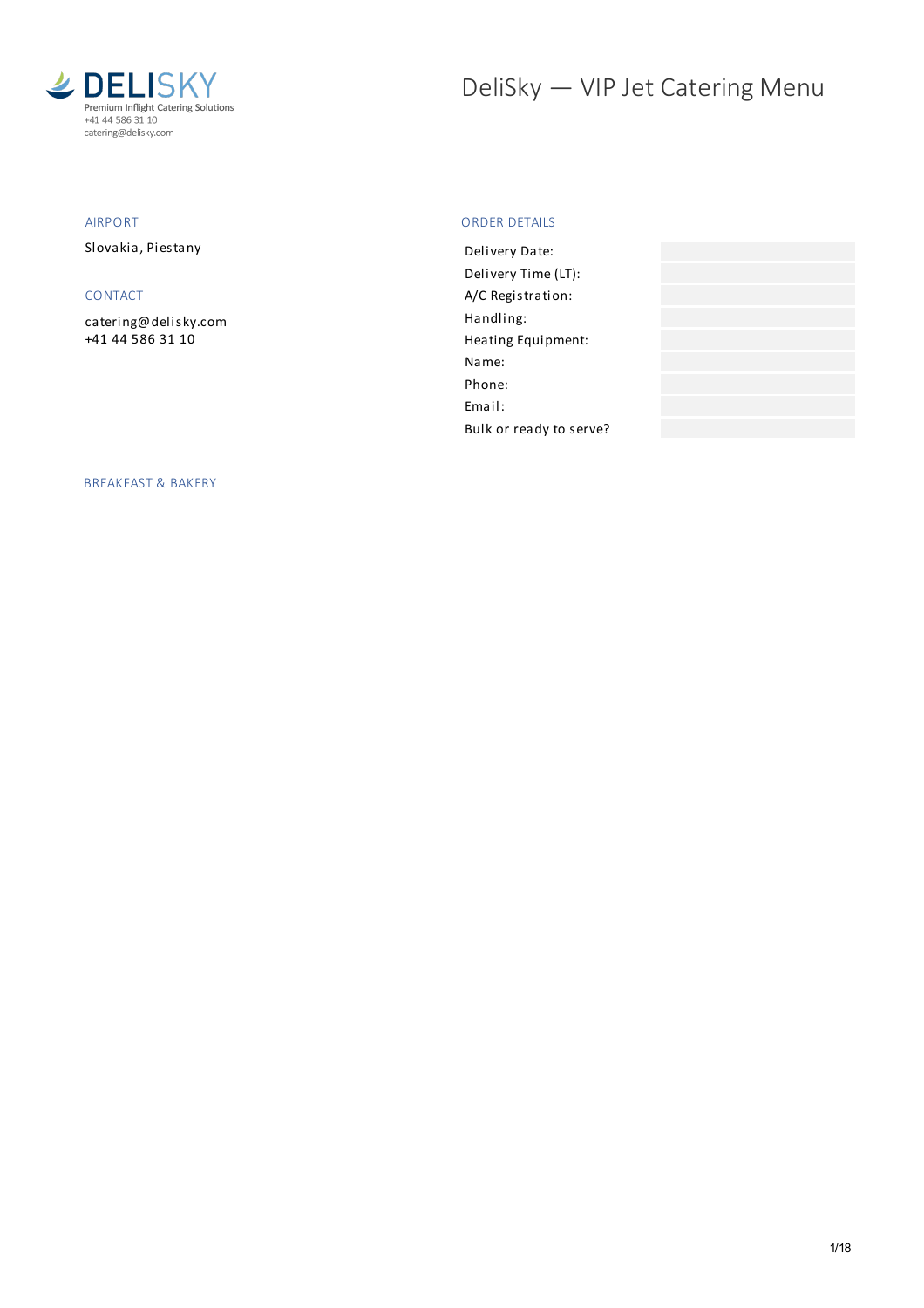**DELISKY**
Premium Inflight Catering Solutions
+41 44 586 31 10
catering@delisky.com

# DeliSky — VIP Jet Catering Menu

## AIRPORT

Slovakia, Piestany

## CONTACT

catering@delisky.com
+41 44 586 31 10

## ORDER DETAILS

| | |
|---|---|
| Delivery Date: | |
| Delivery Time (LT): | |
| A/C Registration: | |
| Handling: | |
| Heating Equipment: | |
| Name: | |
| Phone: | |
| Email: | |
| Bulk or ready to serve? | |

## BREAKFAST & BAKERY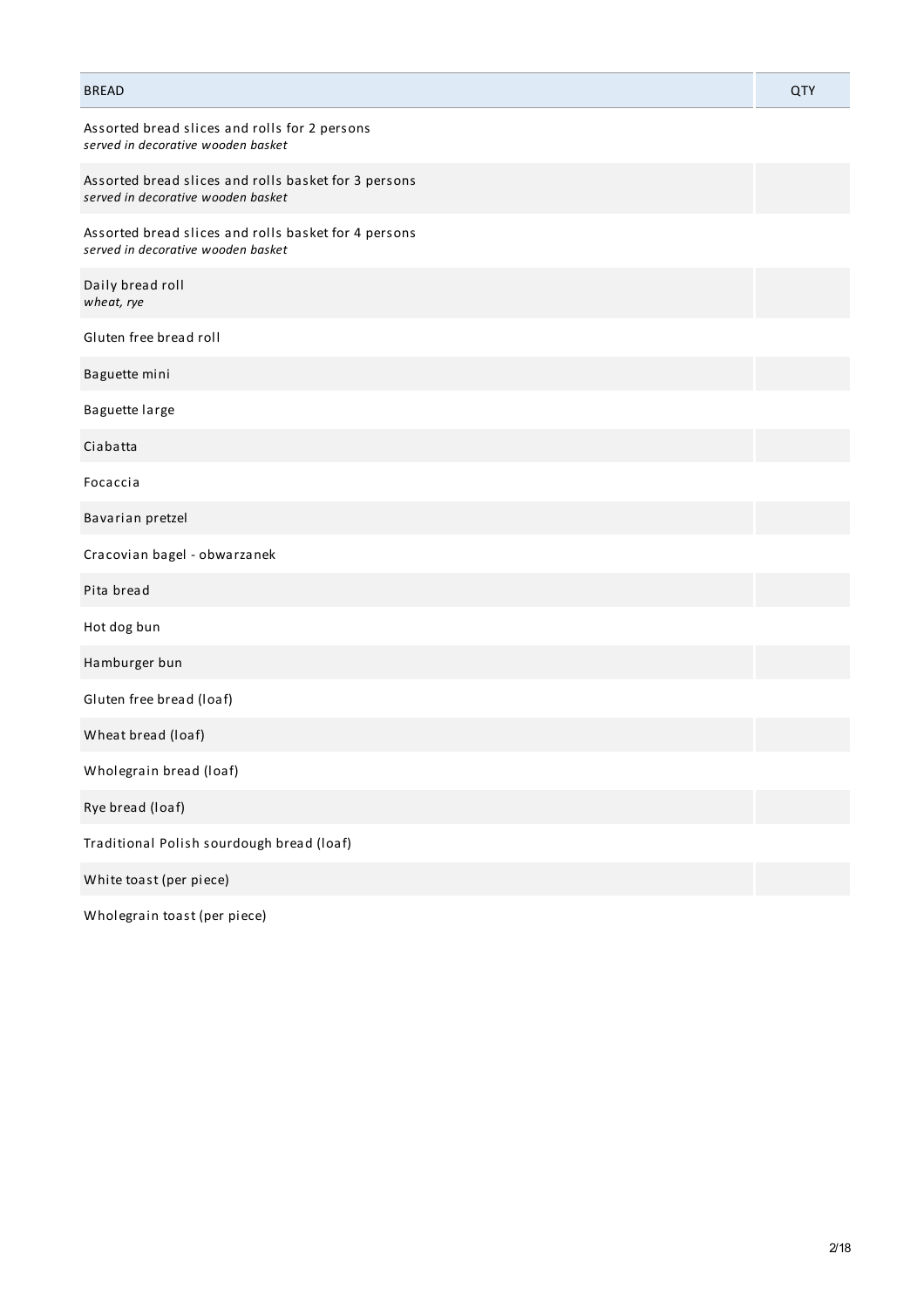| BREAD | QTY |
| --- | --- |
| Assorted bread slices and rolls for 2 persons<br>*served in decorative wooden basket* | |
| Assorted bread slices and rolls basket for 3 persons<br>*served in decorative wooden basket* | |
| Assorted bread slices and rolls basket for 4 persons<br>*served in decorative wooden basket* | |
| Daily bread roll<br>*wheat, rye* | |
| Gluten free bread roll | |
| Baguette mini | |
| Baguette large | |
| Ciabatta | |
| Focaccia | |
| Bavarian pretzel | |
| Cracovian bagel - obwarzanek | |
| Pita bread | |
| Hot dog bun | |
| Hamburger bun | |
| Gluten free bread (loaf) | |
| Wheat bread (loaf) | |
| Wholegrain bread (loaf) | |
| Rye bread (loaf) | |
| Traditional Polish sourdough bread (loaf) | |
| White toast (per piece) | |
| Wholegrain toast (per piece) | |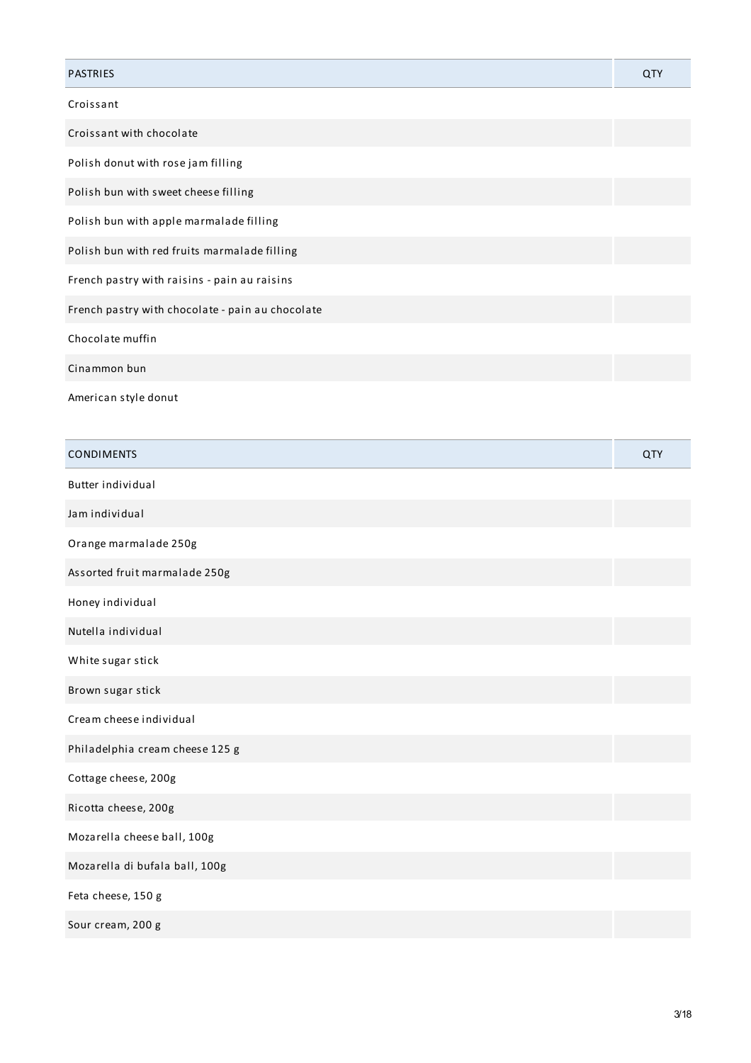| PASTRIES | QTY |
| --- | --- |
| Croissant | |
| Croissant with chocolate | |
| Polish donut with rose jam filling | |
| Polish bun with sweet cheese filling | |
| Polish bun with apple marmalade filling | |
| Polish bun with red fruits marmalade filling | |
| French pastry with raisins - pain au raisins | |
| French pastry with chocolate - pain au chocolate | |
| Chocolate muffin | |
| Cinammon bun | |
| American style donut | |

| CONDIMENTS | QTY |
| --- | --- |
| Butter individual | |
| Jam individual | |
| Orange marmalade 250g | |
| Assorted fruit marmalade 250g | |
| Honey individual | |
| Nutella individual | |
| White sugar stick | |
| Brown sugar stick | |
| Cream cheese individual | |
| Philadelphia cream cheese 125 g | |
| Cottage cheese, 200g | |
| Ricotta cheese, 200g | |
| Mozarella cheese ball, 100g | |
| Mozarella di bufala ball, 100g | |
| Feta cheese, 150 g | |
| Sour cream, 200 g | |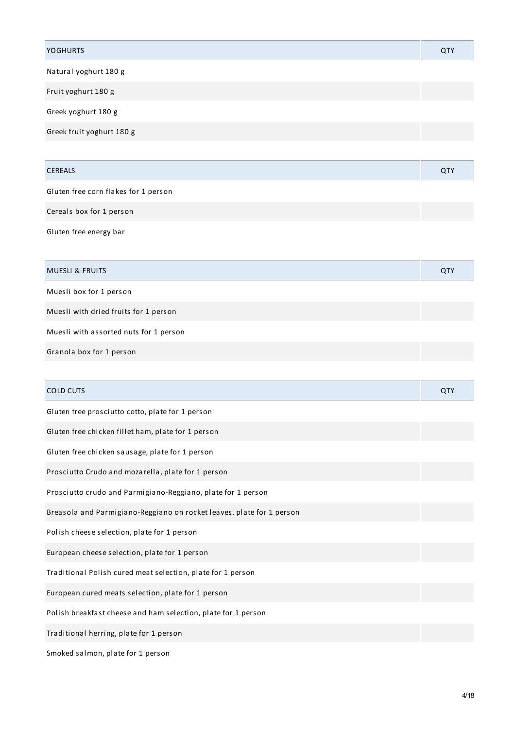| YOGHURTS | QTY |
| --- | --- |
| Natural yoghurt 180 g | |
| Fruit yoghurt 180 g | |
| Greek yoghurt 180 g | |
| Greek fruit yoghurt 180 g | |

| CEREALS | QTY |
| --- | --- |
| Gluten free corn flakes for 1 person | |
| Cereals box for 1 person | |
| Gluten free energy bar | |

| MUESLI & FRUITS | QTY |
| --- | --- |
| Muesli box for 1 person | |
| Muesli with dried fruits for 1 person | |
| Muesli with assorted nuts for 1 person | |
| Granola box for 1 person | |

| COLD CUTS | QTY |
| --- | --- |
| Gluten free prosciutto cotto, plate for 1 person | |
| Gluten free chicken fillet ham, plate for 1 person | |
| Gluten free chicken sausage, plate for 1 person | |
| Prosciutto Crudo and mozarella, plate for 1 person | |
| Prosciutto crudo and Parmigiano-Reggiano, plate for 1 person | |
| Breasola and Parmigiano-Reggiano on rocket leaves, plate for 1 person | |
| Polish cheese selection, plate for 1 person | |
| European cheese selection, plate for 1 person | |
| Traditional Polish cured meat selection, plate for 1 person | |
| European cured meats selection, plate for 1 person | |
| Polish breakfast cheese and ham selection, plate for 1 person | |
| Traditional herring, plate for 1 person | |
| Smoked salmon, plate for 1 person | |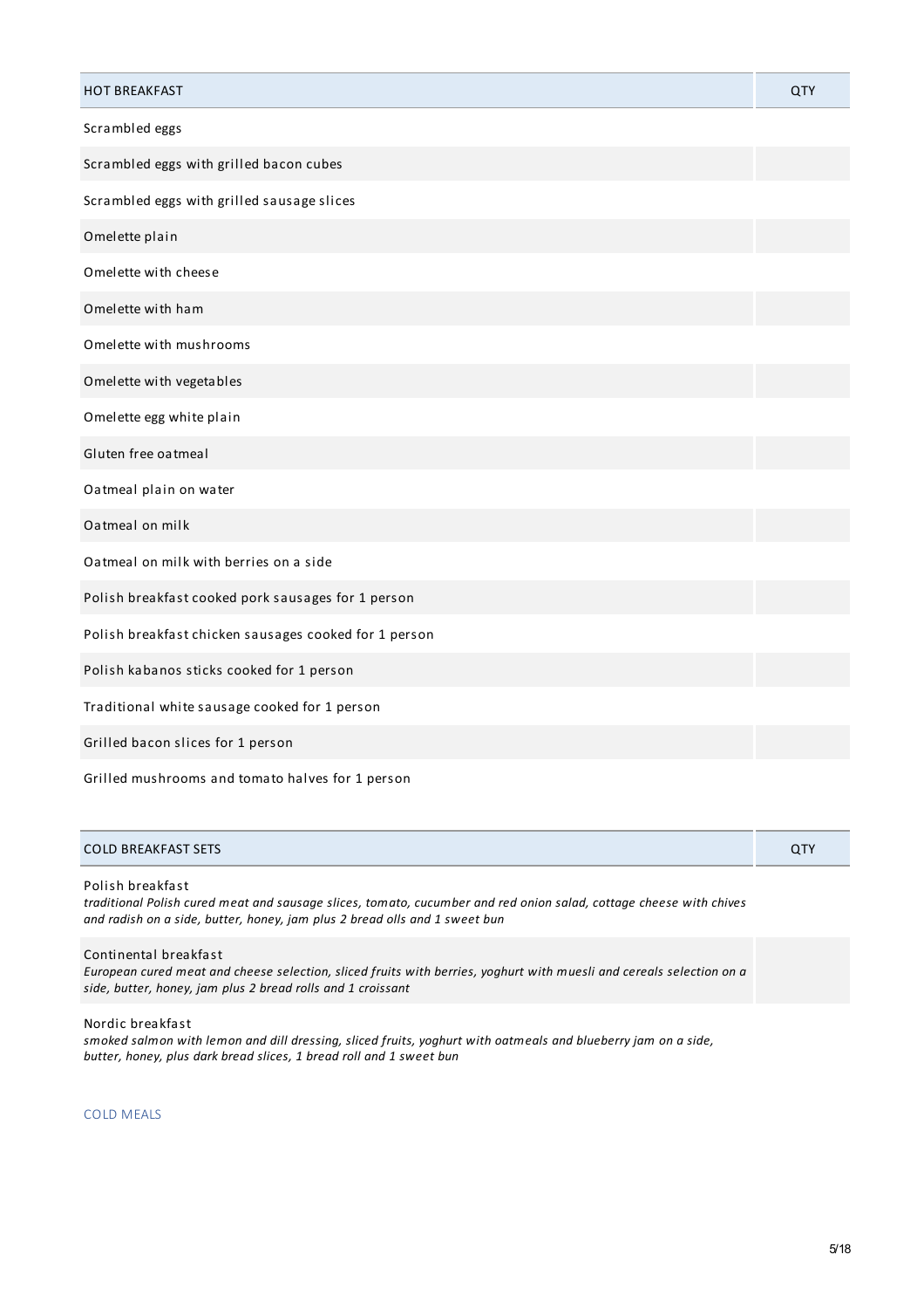| HOT BREAKFAST | QTY |
| --- | --- |
| Scrambled eggs | |
| Scrambled eggs with grilled bacon cubes | |
| Scrambled eggs with grilled sausage slices | |
| Omelette plain | |
| Omelette with cheese | |
| Omelette with ham | |
| Omelette with mushrooms | |
| Omelette with vegetables | |
| Omelette egg white plain | |
| Gluten free oatmeal | |
| Oatmeal plain on water | |
| Oatmeal on milk | |
| Oatmeal on milk with berries on a side | |
| Polish breakfast cooked pork sausages for 1 person | |
| Polish breakfast chicken sausages cooked for 1 person | |
| Polish kabanos sticks cooked for 1 person | |
| Traditional white sausage cooked for 1 person | |
| Grilled bacon slices for 1 person | |
| Grilled mushrooms and tomato halves for 1 person | |

| COLD BREAKFAST SETS | QTY |
| --- | --- |
| Polish breakfast<br>*traditional Polish cured meat and sausage slices, tomato, cucumber and red onion salad, cottage cheese with chives and radish on a side, butter, honey, jam plus 2 bread olls and 1 sweet bun* | |
| Continental breakfast<br>*European cured meat and cheese selection, sliced fruits with berries, yoghurt with muesli and cereals selection on a side, butter, honey, jam plus 2 bread rolls and 1 croissant* | |
| Nordic breakfast<br>*smoked salmon with lemon and dill dressing, sliced fruits, yoghurt with oatmeals and blueberry jam on a side, butter, honey, plus dark bread slices, 1 bread roll and 1 sweet bun* | |

COLD MEALS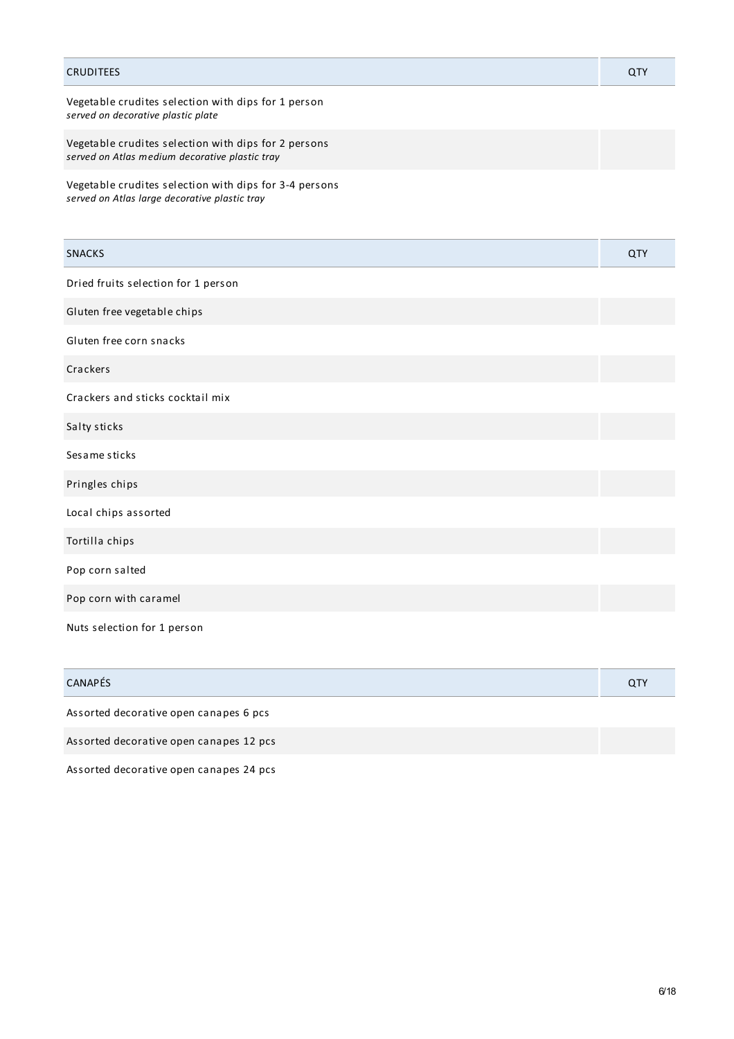| CRUDITEES | QTY |
| --- | --- |
| Vegetable crudites selection with dips for 1 person<br>*served on decorative plastic plate* | |
| Vegetable crudites selection with dips for 2 persons<br>*served on Atlas medium decorative plastic tray* | |
| Vegetable crudites selection with dips for 3-4 persons<br>*served on Atlas large decorative plastic tray* | |

| SNACKS | QTY |
| --- | --- |
| Dried fruits selection for 1 person | |
| Gluten free vegetable chips | |
| Gluten free corn snacks | |
| Crackers | |
| Crackers and sticks cocktail mix | |
| Salty sticks | |
| Sesame sticks | |
| Pringles chips | |
| Local chips assorted | |
| Tortilla chips | |
| Pop corn salted | |
| Pop corn with caramel | |
| Nuts selection for 1 person | |

| CANAPÉS | QTY |
| --- | --- |
| Assorted decorative open canapes 6 pcs | |
| Assorted decorative open canapes 12 pcs | |
| Assorted decorative open canapes 24 pcs | |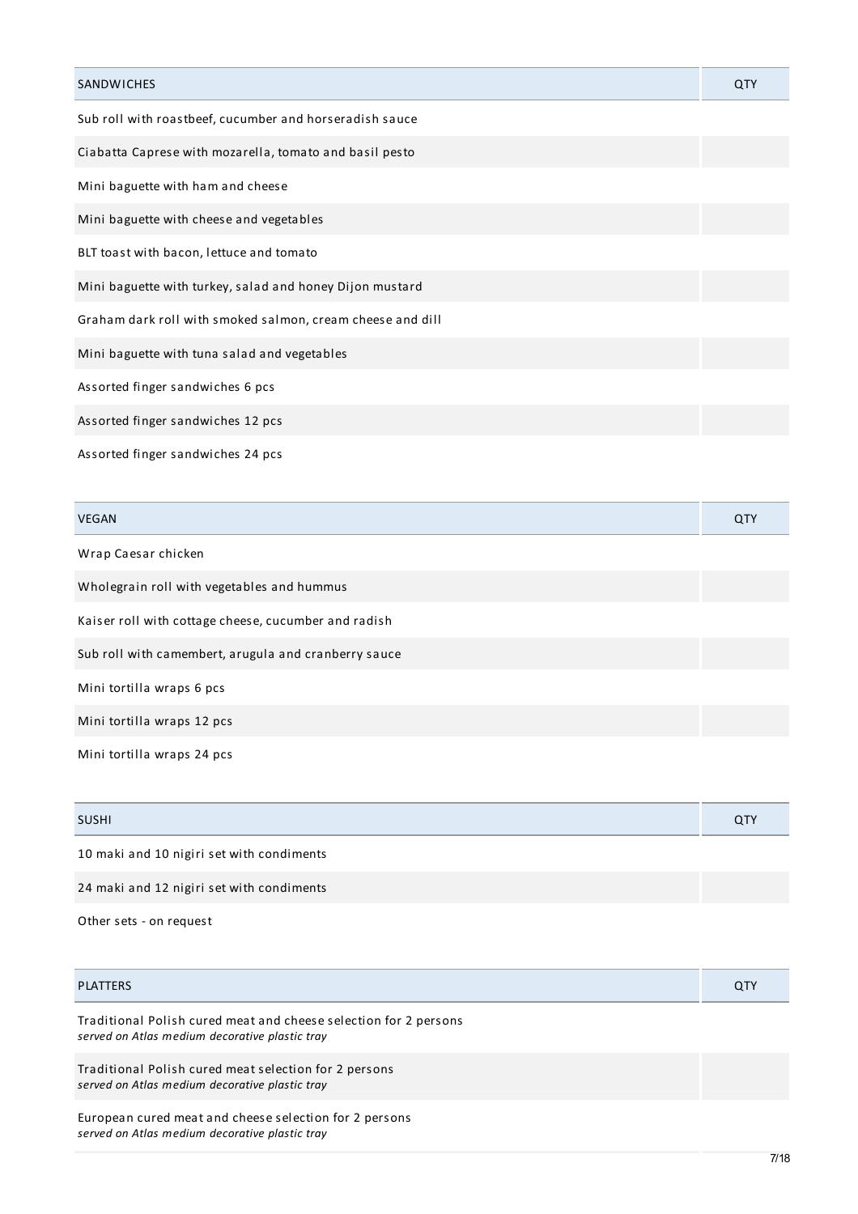| SANDWICHES | QTY |
|---|---|
| Sub roll with roastbeef, cucumber and horseradish sauce | |
| Ciabatta Caprese with mozarella, tomato and basil pesto | |
| Mini baguette with ham and cheese | |
| Mini baguette with cheese and vegetables | |
| BLT toast with bacon, lettuce and tomato | |
| Mini baguette with turkey, salad and honey Dijon mustard | |
| Graham dark roll with smoked salmon, cream cheese and dill | |
| Mini baguette with tuna salad and vegetables | |
| Assorted finger sandwiches 6 pcs | |
| Assorted finger sandwiches 12 pcs | |
| Assorted finger sandwiches 24 pcs | |

| VEGAN | QTY |
|---|---|
| Wrap Caesar chicken | |
| Wholegrain roll with vegetables and hummus | |
| Kaiser roll with cottage cheese, cucumber and radish | |
| Sub roll with camembert, arugula and cranberry sauce | |
| Mini tortilla wraps 6 pcs | |
| Mini tortilla wraps 12 pcs | |
| Mini tortilla wraps 24 pcs | |

| SUSHI | QTY |
|---|---|
| 10 maki and 10 nigiri set with condiments | |
| 24 maki and 12 nigiri set with condiments | |
| Other sets - on request | |

| PLATTERS | QTY |
|---|---|
| Traditional Polish cured meat and cheese selection for 2 persons<br>*served on Atlas medium decorative plastic tray* | |
| Traditional Polish cured meat selection for 2 persons<br>*served on Atlas medium decorative plastic tray* | |
| European cured meat and cheese selection for 2 persons<br>*served on Atlas medium decorative plastic tray* | |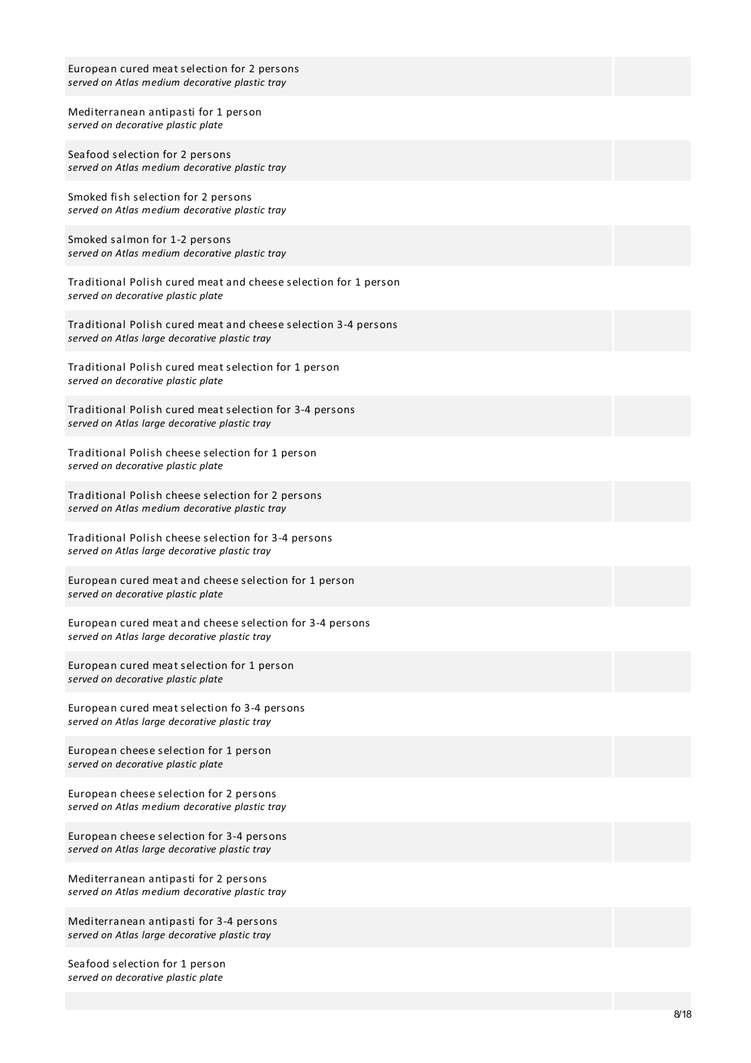| | |
|---|---|
| European cured meat selection for 2 persons<br>*served on Atlas medium decorative plastic tray* | |
| Mediterranean antipasti for 1 person<br>*served on decorative plastic plate* | |
| Seafood selection for 2 persons<br>*served on Atlas medium decorative plastic tray* | |
| Smoked fish selection for 2 persons<br>*served on Atlas medium decorative plastic tray* | |
| Smoked salmon for 1-2 persons<br>*served on Atlas medium decorative plastic tray* | |
| Traditional Polish cured meat and cheese selection for 1 person<br>*served on decorative plastic plate* | |
| Traditional Polish cured meat and cheese selection 3-4 persons<br>*served on Atlas large decorative plastic tray* | |
| Traditional Polish cured meat selection for 1 person<br>*served on decorative plastic plate* | |
| Traditional Polish cured meat selection for 3-4 persons<br>*served on Atlas large decorative plastic tray* | |
| Traditional Polish cheese selection for 1 person<br>*served on decorative plastic plate* | |
| Traditional Polish cheese selection for 2 persons<br>*served on Atlas medium decorative plastic tray* | |
| Traditional Polish cheese selection for 3-4 persons<br>*served on Atlas large decorative plastic tray* | |
| European cured meat and cheese selection for 1 person<br>*served on decorative plastic plate* | |
| European cured meat and cheese selection for 3-4 persons<br>*served on Atlas large decorative plastic tray* | |
| European cured meat selection for 1 person<br>*served on decorative plastic plate* | |
| European cured meat selection fo 3-4 persons<br>*served on Atlas large decorative plastic tray* | |
| European cheese selection for 1 person<br>*served on decorative plastic plate* | |
| European cheese selection for 2 persons<br>*served on Atlas medium decorative plastic tray* | |
| European cheese selection for 3-4 persons<br>*served on Atlas large decorative plastic tray* | |
| Mediterranean antipasti for 2 persons<br>*served on Atlas medium decorative plastic tray* | |
| Mediterranean antipasti for 3-4 persons<br>*served on Atlas large decorative plastic tray* | |
| Seafood selection for 1 person<br>*served on decorative plastic plate* | |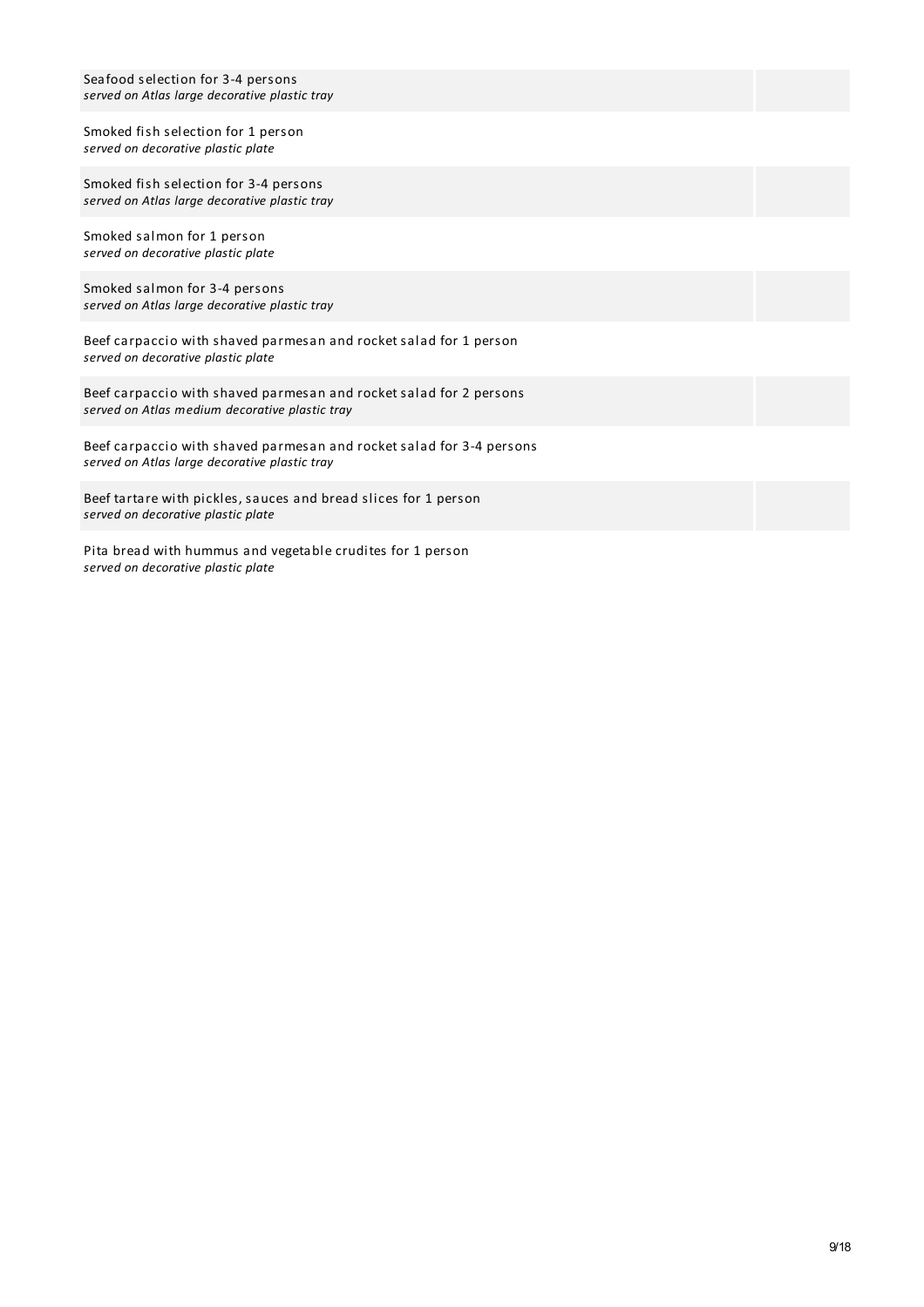Seafood selection for 3-4 persons
*served on Atlas large decorative plastic tray*

Smoked fish selection for 1 person
*served on decorative plastic plate*

Smoked fish selection for 3-4 persons
*served on Atlas large decorative plastic tray*

Smoked salmon for 1 person
*served on decorative plastic plate*

Smoked salmon for 3-4 persons
*served on Atlas large decorative plastic tray*

Beef carpaccio with shaved parmesan and rocket salad for 1 person
*served on decorative plastic plate*

Beef carpaccio with shaved parmesan and rocket salad for 2 persons
*served on Atlas medium decorative plastic tray*

Beef carpaccio with shaved parmesan and rocket salad for 3-4 persons
*served on Atlas large decorative plastic tray*

Beef tartare with pickles, sauces and bread slices for 1 person
*served on decorative plastic plate*

Pita bread with hummus and vegetable crudites for 1 person
*served on decorative plastic plate*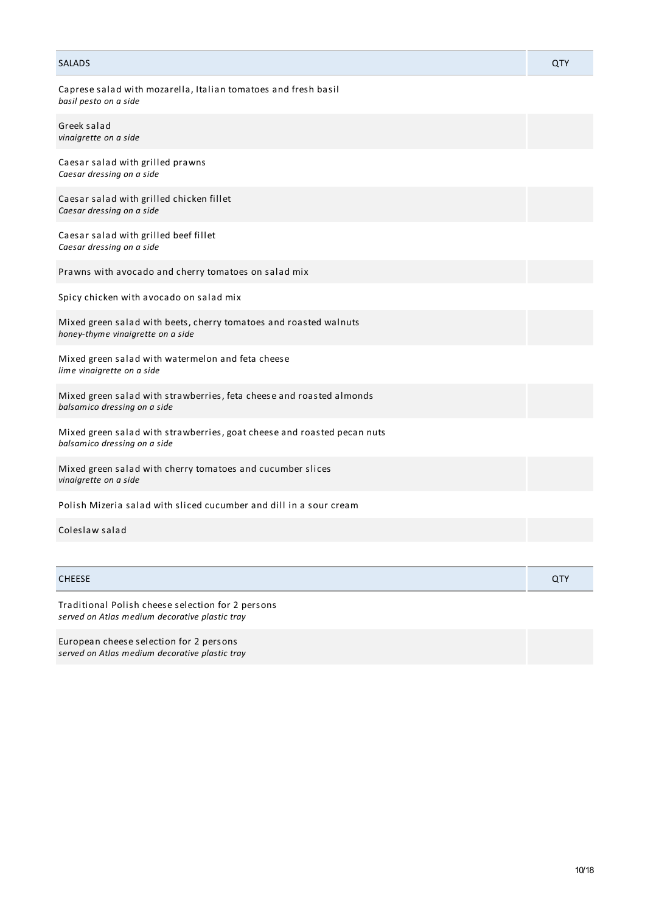| SALADS | QTY |
|---|---|
| Caprese salad with mozarella, Italian tomatoes and fresh basil<br>*basil pesto on a side* | |
| Greek salad<br>*vinaigrette on a side* | |
| Caesar salad with grilled prawns<br>*Caesar dressing on a side* | |
| Caesar salad with grilled chicken fillet<br>*Caesar dressing on a side* | |
| Caesar salad with grilled beef fillet<br>*Caesar dressing on a side* | |
| Prawns with avocado and cherry tomatoes on salad mix | |
| Spicy chicken with avocado on salad mix | |
| Mixed green salad with beets, cherry tomatoes and roasted walnuts<br>*honey-thyme vinaigrette on a side* | |
| Mixed green salad with watermelon and feta cheese<br>*lime vinaigrette on a side* | |
| Mixed green salad with strawberries, feta cheese and roasted almonds<br>*balsamico dressing on a side* | |
| Mixed green salad with strawberries, goat cheese and roasted pecan nuts<br>*balsamico dressing on a side* | |
| Mixed green salad with cherry tomatoes and cucumber slices<br>*vinaigrette on a side* | |
| Polish Mizeria salad with sliced cucumber and dill in a sour cream | |
| Coleslaw salad | |

| CHEESE | QTY |
|---|---|
| Traditional Polish cheese selection for 2 persons<br>*served on Atlas medium decorative plastic tray* | |
| European cheese selection for 2 persons<br>*served on Atlas medium decorative plastic tray* | |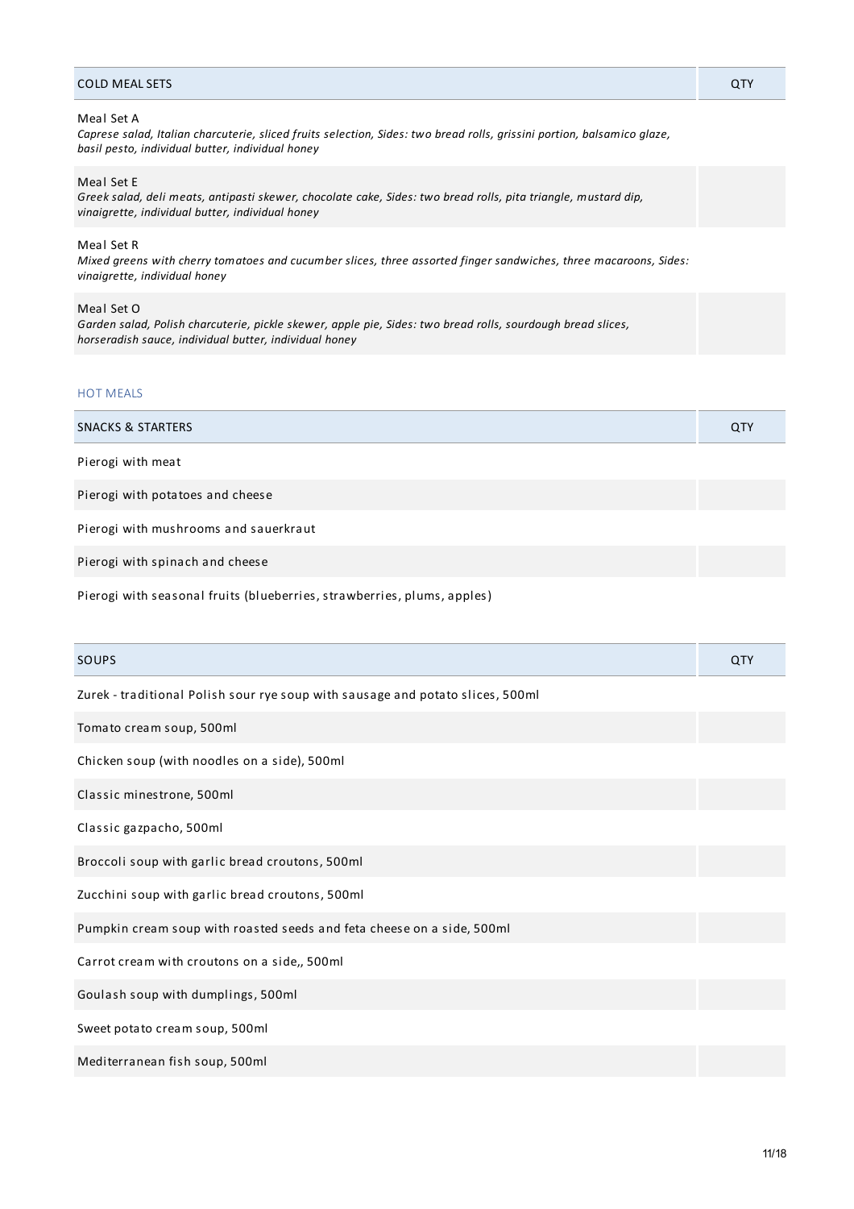| COLD MEAL SETS | QTY |
| --- | --- |
| Meal Set A<br>*Caprese salad, Italian charcuterie, sliced fruits selection, Sides: two bread rolls, grissini portion, balsamico glaze, basil pesto, individual butter, individual honey* | |
| Meal Set E<br>*Greek salad, deli meats, antipasti skewer, chocolate cake, Sides: two bread rolls, pita triangle, mustard dip, vinaigrette, individual butter, individual honey* | |
| Meal Set R<br>*Mixed greens with cherry tomatoes and cucumber slices, three assorted finger sandwiches, three macaroons, Sides: vinaigrette, individual honey* | |
| Meal Set O<br>*Garden salad, Polish charcuterie, pickle skewer, apple pie, Sides: two bread rolls, sourdough bread slices, horseradish sauce, individual butter, individual honey* | |

## HOT MEALS

| SNACKS & STARTERS | QTY |
| --- | --- |
| Pierogi with meat | |
| Pierogi with potatoes and cheese | |
| Pierogi with mushrooms and sauerkraut | |
| Pierogi with spinach and cheese | |
| Pierogi with seasonal fruits (blueberries, strawberries, plums, apples) | |

| SOUPS | QTY |
| --- | --- |
| Zurek - traditional Polish sour rye soup with sausage and potato slices, 500ml | |
| Tomato cream soup, 500ml | |
| Chicken soup (with noodles on a side), 500ml | |
| Classic minestrone, 500ml | |
| Classic gazpacho, 500ml | |
| Broccoli soup with garlic bread croutons, 500ml | |
| Zucchini soup with garlic bread croutons, 500ml | |
| Pumpkin cream soup with roasted seeds and feta cheese on a side, 500ml | |
| Carrot cream with croutons on a side,, 500ml | |
| Goulash soup with dumplings, 500ml | |
| Sweet potato cream soup, 500ml | |
| Mediterranean fish soup, 500ml | |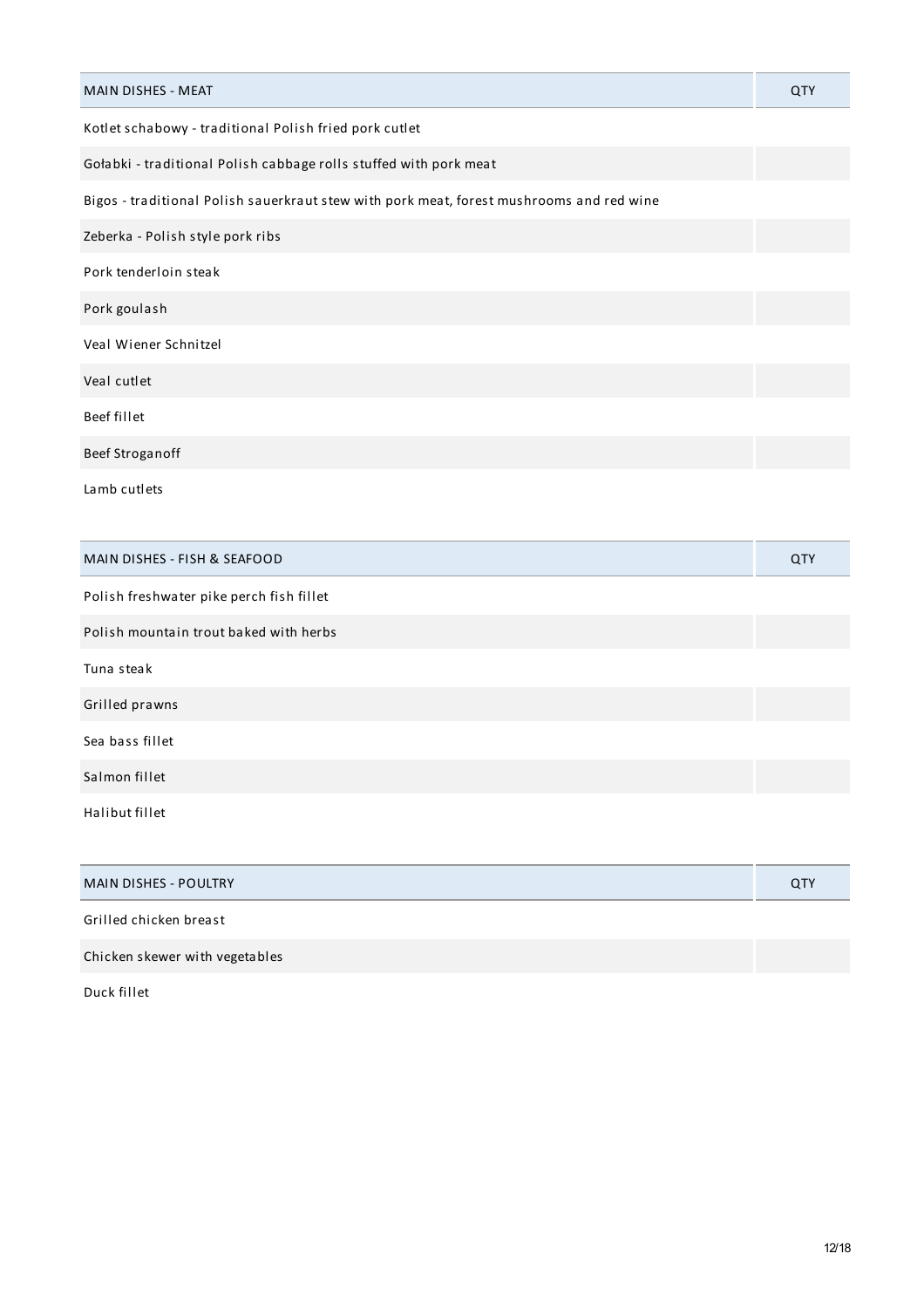| MAIN DISHES - MEAT | QTY |
| --- | --- |
| Kotlet schabowy - traditional Polish fried pork cutlet | |
| Gołabki - traditional Polish cabbage rolls stuffed with pork meat | |
| Bigos - traditional Polish sauerkraut stew with pork meat, forest mushrooms and red wine | |
| Zeberka - Polish style pork ribs | |
| Pork tenderloin steak | |
| Pork goulash | |
| Veal Wiener Schnitzel | |
| Veal cutlet | |
| Beef fillet | |
| Beef Stroganoff | |
| Lamb cutlets | |

| MAIN DISHES - FISH & SEAFOOD | QTY |
| --- | --- |
| Polish freshwater pike perch fish fillet | |
| Polish mountain trout baked with herbs | |
| Tuna steak | |
| Grilled prawns | |
| Sea bass fillet | |
| Salmon fillet | |
| Halibut fillet | |

| MAIN DISHES - POULTRY | QTY |
| --- | --- |
| Grilled chicken breast | |
| Chicken skewer with vegetables | |
| Duck fillet | |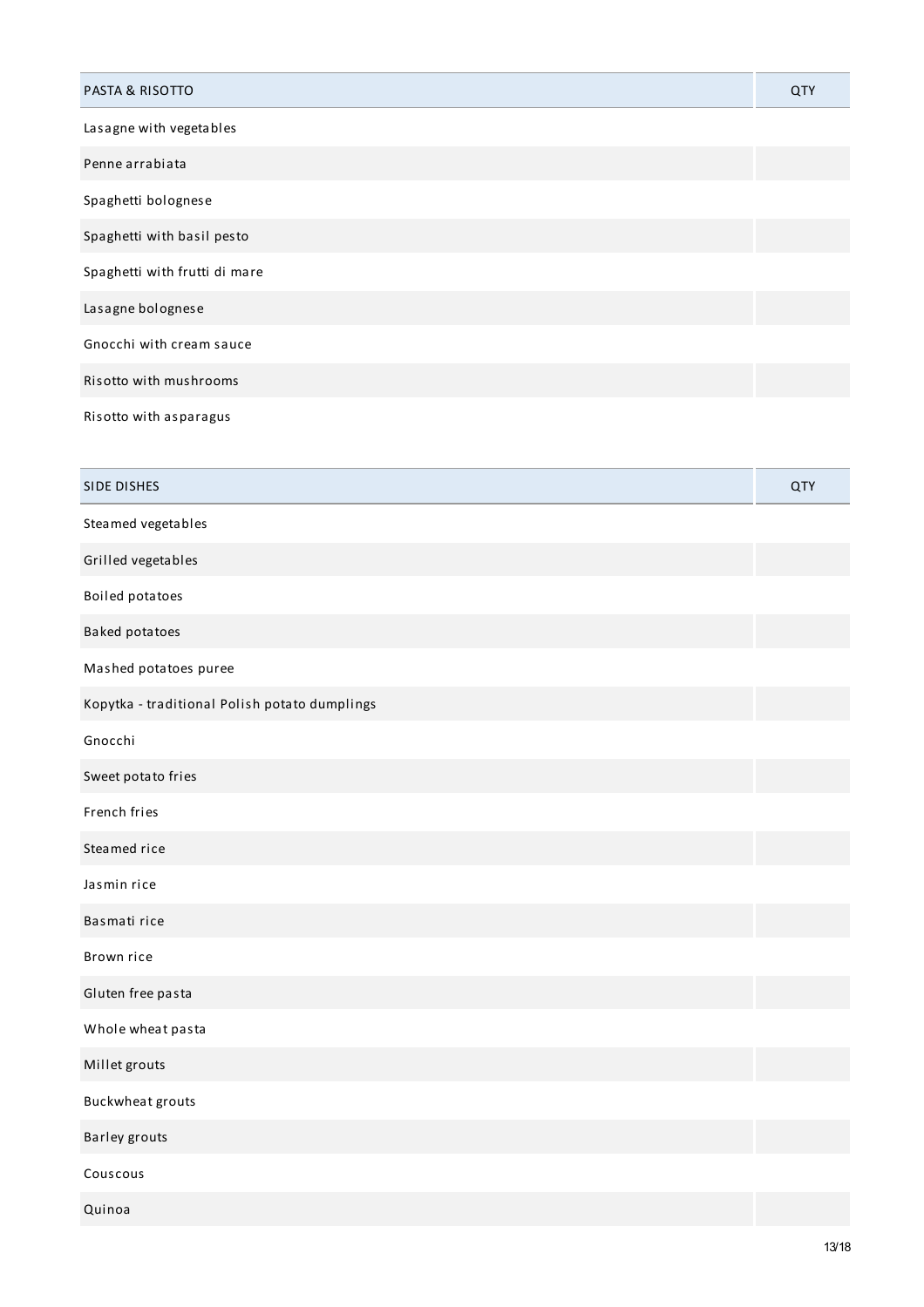| PASTA & RISOTTO | QTY |
| --- | --- |
| Lasagne with vegetables | |
| Penne arrabiata | |
| Spaghetti bolognese | |
| Spaghetti with basil pesto | |
| Spaghetti with frutti di mare | |
| Lasagne bolognese | |
| Gnocchi with cream sauce | |
| Risotto with mushrooms | |
| Risotto with asparagus | |

| SIDE DISHES | QTY |
| --- | --- |
| Steamed vegetables | |
| Grilled vegetables | |
| Boiled potatoes | |
| Baked potatoes | |
| Mashed potatoes puree | |
| Kopytka - traditional Polish potato dumplings | |
| Gnocchi | |
| Sweet potato fries | |
| French fries | |
| Steamed rice | |
| Jasmin rice | |
| Basmati rice | |
| Brown rice | |
| Gluten free pasta | |
| Whole wheat pasta | |
| Millet grouts | |
| Buckwheat grouts | |
| Barley grouts | |
| Couscous | |
| Quinoa | |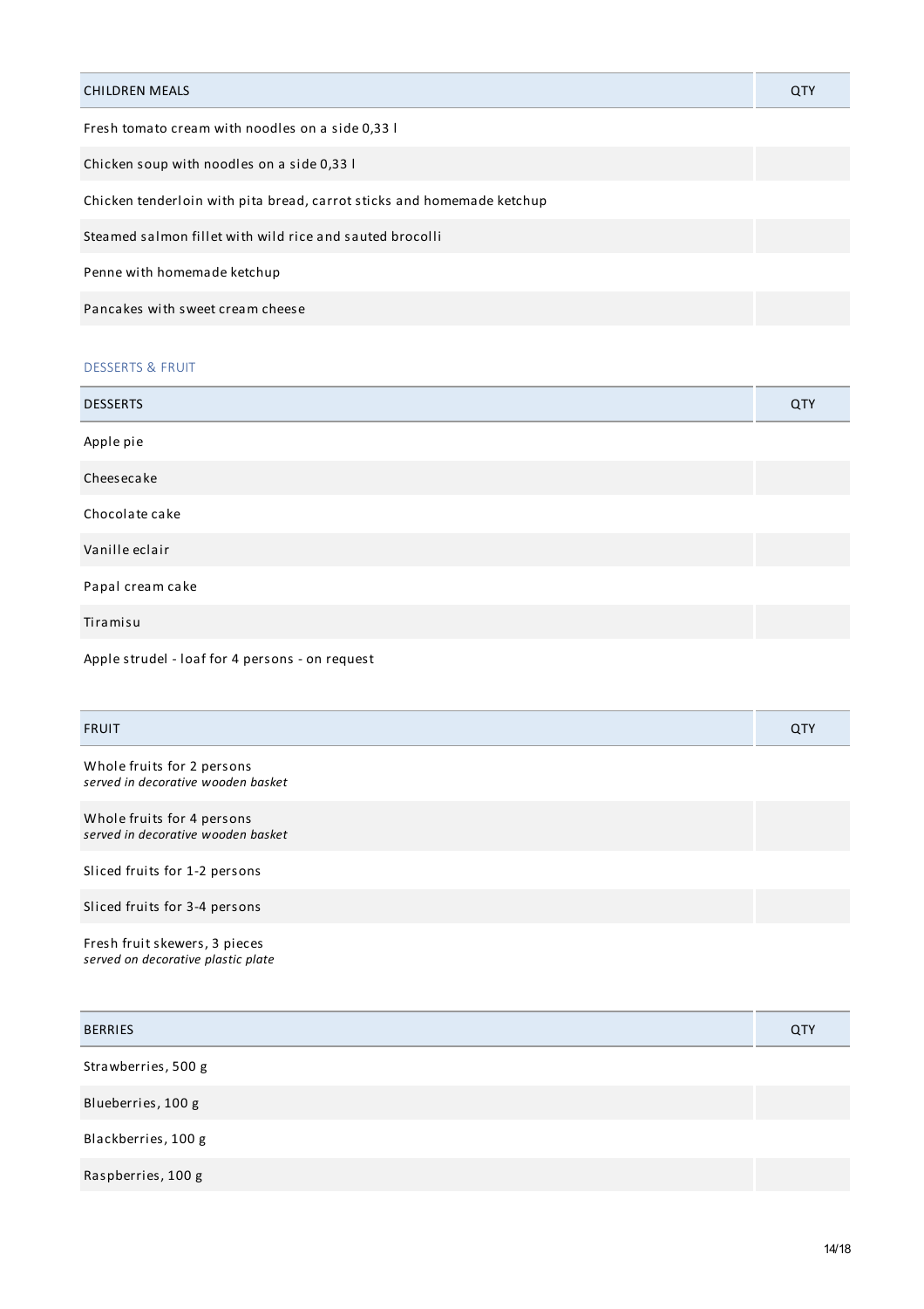| CHILDREN MEALS | QTY |
|---|---|
| Fresh tomato cream with noodles on a side 0,33 l | |
| Chicken soup with noodles on a side 0,33 l | |
| Chicken tenderloin with pita bread, carrot sticks and homemade ketchup | |
| Steamed salmon fillet with wild rice and sauted brocolli | |
| Penne with homemade ketchup | |
| Pancakes with sweet cream cheese | |

## DESSERTS & FRUIT

| DESSERTS | QTY |
|---|---|
| Apple pie | |
| Cheesecake | |
| Chocolate cake | |
| Vanille eclair | |
| Papal cream cake | |
| Tiramisu | |
| Apple strudel - loaf for 4 persons - on request | |

| FRUIT | QTY |
|---|---|
| Whole fruits for 2 persons<br>*served in decorative wooden basket* | |
| Whole fruits for 4 persons<br>*served in decorative wooden basket* | |
| Sliced fruits for 1-2 persons | |
| Sliced fruits for 3-4 persons | |
| Fresh fruit skewers, 3 pieces<br>*served on decorative plastic plate* | |

| BERRIES | QTY |
|---|---|
| Strawberries, 500 g | |
| Blueberries, 100 g | |
| Blackberries, 100 g | |
| Raspberries, 100 g | |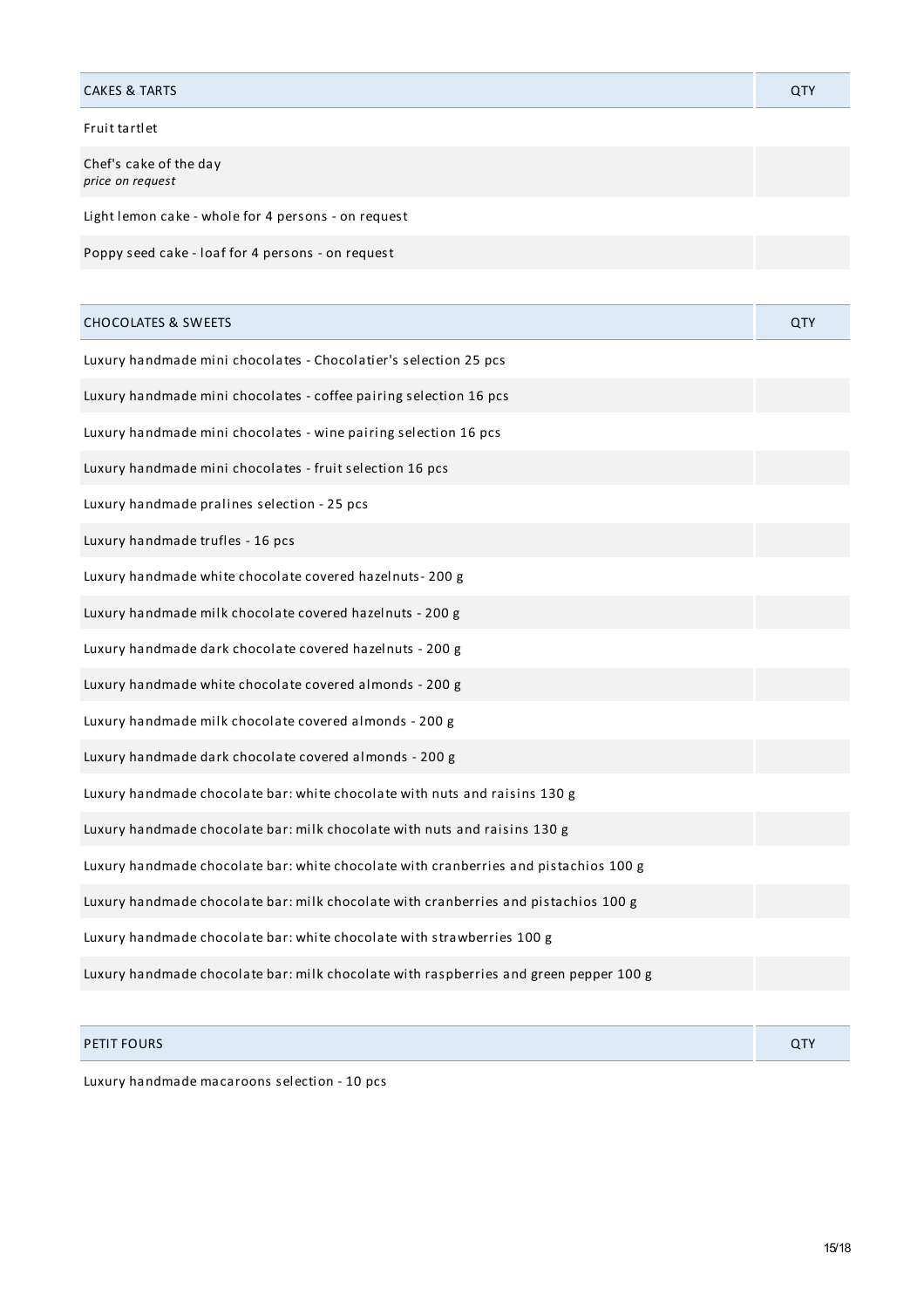| CAKES & TARTS | QTY |
|---|---|
| Fruit tartlet | |
| Chef's cake of the day<br>*price on request* | |
| Light lemon cake - whole for 4 persons - on request | |
| Poppy seed cake - loaf for 4 persons - on request | |

| CHOCOLATES & SWEETS | QTY |
|---|---|
| Luxury handmade mini chocolates - Chocolatier's selection 25 pcs | |
| Luxury handmade mini chocolates - coffee pairing selection 16 pcs | |
| Luxury handmade mini chocolates - wine pairing selection 16 pcs | |
| Luxury handmade mini chocolates - fruit selection 16 pcs | |
| Luxury handmade pralines selection - 25 pcs | |
| Luxury handmade trufles - 16 pcs | |
| Luxury handmade white chocolate covered hazelnuts- 200 g | |
| Luxury handmade milk chocolate covered hazelnuts - 200 g | |
| Luxury handmade dark chocolate covered hazelnuts - 200 g | |
| Luxury handmade white chocolate covered almonds - 200 g | |
| Luxury handmade milk chocolate covered almonds - 200 g | |
| Luxury handmade dark chocolate covered almonds - 200 g | |
| Luxury handmade chocolate bar: white chocolate with nuts and raisins 130 g | |
| Luxury handmade chocolate bar: milk chocolate with nuts and raisins 130 g | |
| Luxury handmade chocolate bar: white chocolate with cranberries and pistachios 100 g | |
| Luxury handmade chocolate bar: milk chocolate with cranberries and pistachios 100 g | |
| Luxury handmade chocolate bar: white chocolate with strawberries 100 g | |
| Luxury handmade chocolate bar: milk chocolate with raspberries and green pepper 100 g | |

| PETIT FOURS | QTY |
|---|---|
| Luxury handmade macaroons selection - 10 pcs | |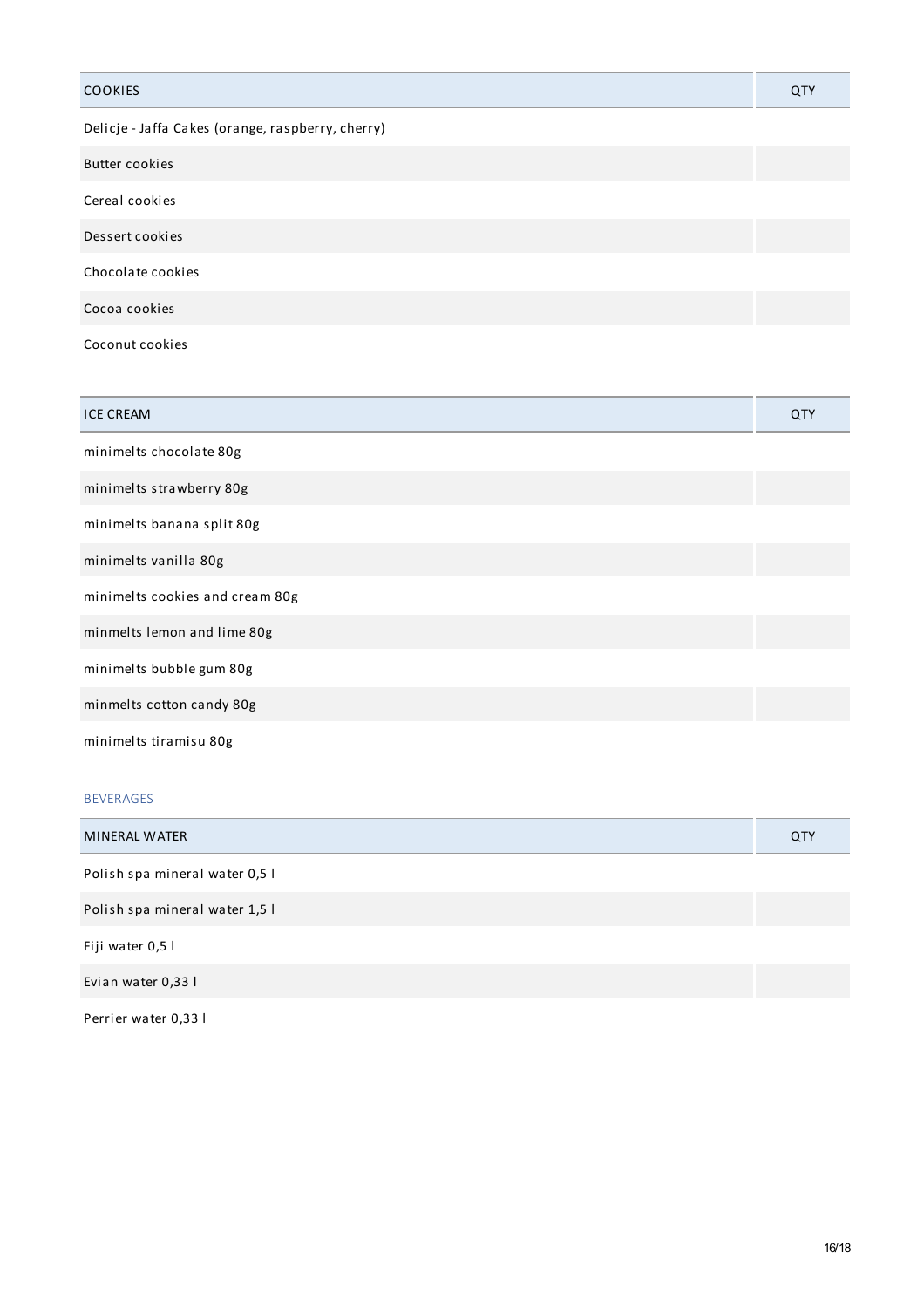| COOKIES | QTY |
| --- | --- |
| Delicje - Jaffa Cakes (orange, raspberry, cherry) | |
| Butter cookies | |
| Cereal cookies | |
| Dessert cookies | |
| Chocolate cookies | |
| Cocoa cookies | |
| Coconut cookies | |

| ICE CREAM | QTY |
| --- | --- |
| minimelts chocolate 80g | |
| minimelts strawberry 80g | |
| minimelts banana split 80g | |
| minimelts vanilla 80g | |
| minimelts cookies and cream 80g | |
| minmelts lemon and lime 80g | |
| minimelts bubble gum 80g | |
| minmelts cotton candy 80g | |
| minimelts tiramisu 80g | |

## BEVERAGES

| MINERAL WATER | QTY |
| --- | --- |
| Polish spa mineral water 0,5 l | |
| Polish spa mineral water 1,5 l | |
| Fiji water 0,5 l | |
| Evian water 0,33 l | |
| Perrier water 0,33 l | |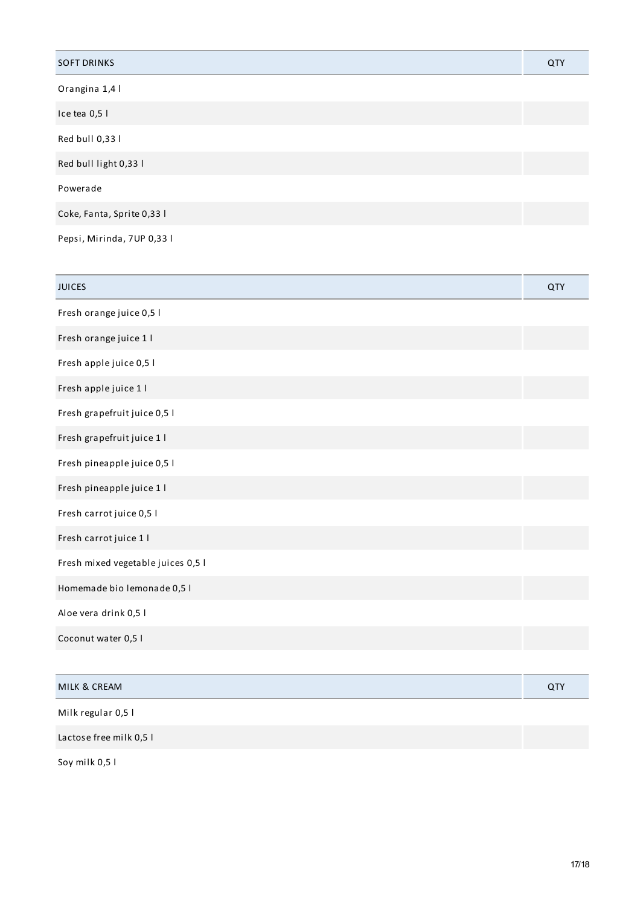| SOFT DRINKS | QTY |
| --- | --- |
| Orangina 1,4 l | |
| Ice tea 0,5 l | |
| Red bull 0,33 l | |
| Red bull light 0,33 l | |
| Powerade | |
| Coke, Fanta, Sprite 0,33 l | |
| Pepsi, Mirinda, 7UP 0,33 l | |

| JUICES | QTY |
| --- | --- |
| Fresh orange juice 0,5 l | |
| Fresh orange juice 1 l | |
| Fresh apple juice 0,5 l | |
| Fresh apple juice 1 l | |
| Fresh grapefruit juice 0,5 l | |
| Fresh grapefruit juice 1 l | |
| Fresh pineapple juice 0,5 l | |
| Fresh pineapple juice 1 l | |
| Fresh carrot juice 0,5 l | |
| Fresh carrot juice 1 l | |
| Fresh mixed vegetable juices 0,5 l | |
| Homemade bio lemonade 0,5 l | |
| Aloe vera drink 0,5 l | |
| Coconut water 0,5 l | |

| MILK & CREAM | QTY |
| --- | --- |
| Milk regular 0,5 l | |
| Lactose free milk 0,5 l | |
| Soy milk 0,5 l | |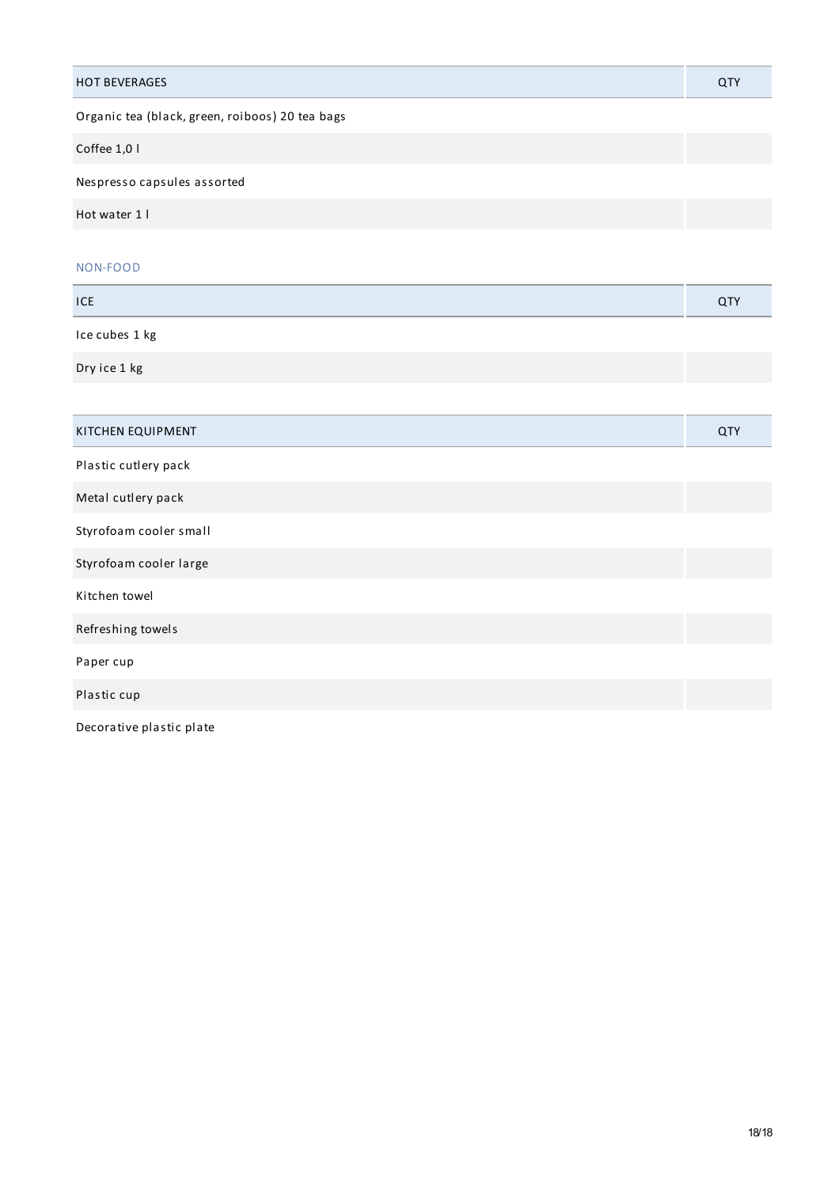| HOT BEVERAGES | QTY |
|---|---|
| Organic tea (black, green, roiboos) 20 tea bags | |
| Coffee 1,0 l | |
| Nespresso capsules assorted | |
| Hot water 1 l | |

## NON-FOOD

| ICE | QTY |
|---|---|
| Ice cubes 1 kg | |
| Dry ice 1 kg | |

| KITCHEN EQUIPMENT | QTY |
|---|---|
| Plastic cutlery pack | |
| Metal cutlery pack | |
| Styrofoam cooler small | |
| Styrofoam cooler large | |
| Kitchen towel | |
| Refreshing towels | |
| Paper cup | |
| Plastic cup | |
| Decorative plastic plate | |